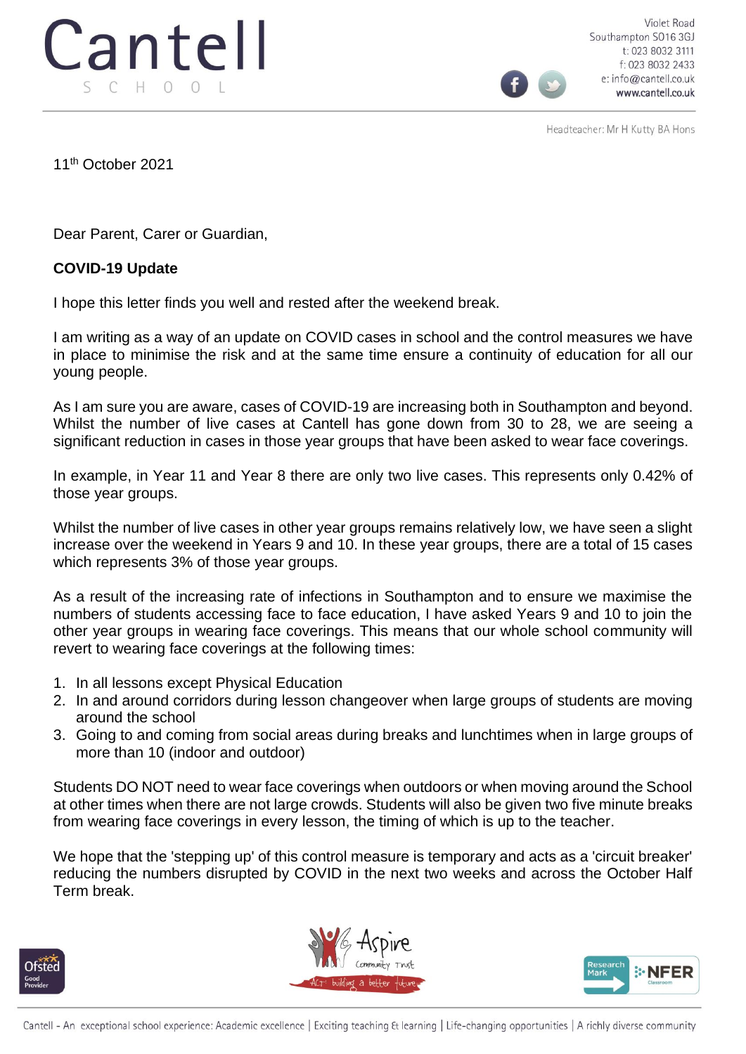# Cantell School

Violet Road
Southampton SO16 3GJ
t: 023 8032 3111
f: 023 8032 2433
e: info@cantell.co.uk
www.cantell.co.uk

Headteacher: Mr H Kutty BA Hons

11th October 2021

Dear Parent, Carer or Guardian,

**COVID-19 Update**

I hope this letter finds you well and rested after the weekend break.

I am writing as a way of an update on COVID cases in school and the control measures we have in place to minimise the risk and at the same time ensure a continuity of education for all our young people.

As I am sure you are aware, cases of COVID-19 are increasing both in Southampton and beyond. Whilst the number of live cases at Cantell has gone down from 30 to 28, we are seeing a significant reduction in cases in those year groups that have been asked to wear face coverings.

In example, in Year 11 and Year 8 there are only two live cases. This represents only 0.42% of those year groups.

Whilst the number of live cases in other year groups remains relatively low, we have seen a slight increase over the weekend in Years 9 and 10. In these year groups, there are a total of 15 cases which represents 3% of those year groups.

As a result of the increasing rate of infections in Southampton and to ensure we maximise the numbers of students accessing face to face education, I have asked Years 9 and 10 to join the other year groups in wearing face coverings. This means that our whole school community will revert to wearing face coverings at the following times:

1. In all lessons except Physical Education
2. In and around corridors during lesson changeover when large groups of students are moving around the school
3. Going to and coming from social areas during breaks and lunchtimes when in large groups of more than 10 (indoor and outdoor)

Students DO NOT need to wear face coverings when outdoors or when moving around the School at other times when there are not large crowds. Students will also be given two five minute breaks from wearing face coverings in every lesson, the timing of which is up to the teacher.

We hope that the 'stepping up' of this control measure is temporary and acts as a 'circuit breaker' reducing the numbers disrupted by COVID in the next two weeks and across the October Half Term break.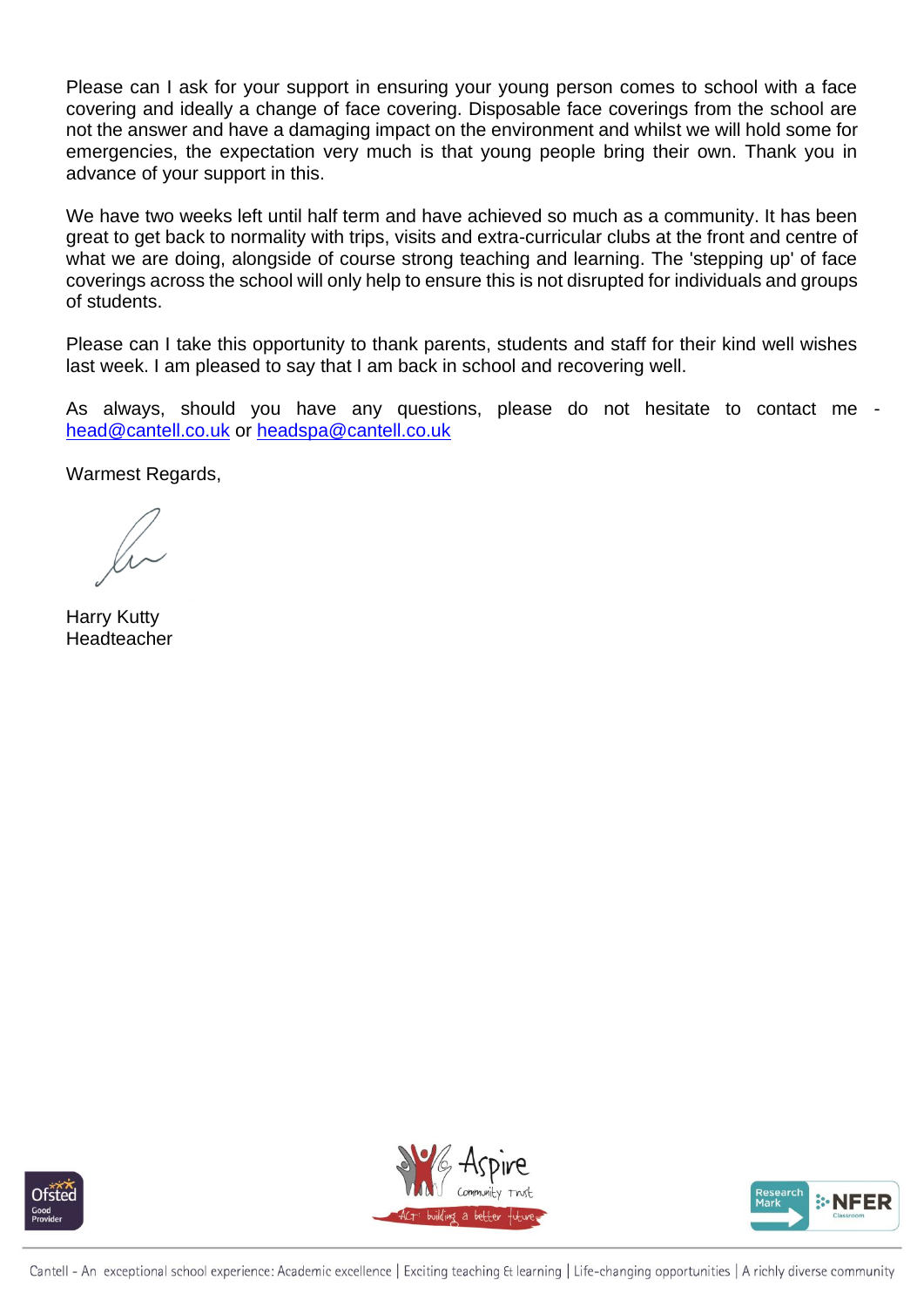Please can I ask for your support in ensuring your young person comes to school with a face covering and ideally a change of face covering. Disposable face coverings from the school are not the answer and have a damaging impact on the environment and whilst we will hold some for emergencies, the expectation very much is that young people bring their own. Thank you in advance of your support in this.

We have two weeks left until half term and have achieved so much as a community. It has been great to get back to normality with trips, visits and extra-curricular clubs at the front and centre of what we are doing, alongside of course strong teaching and learning. The 'stepping up' of face coverings across the school will only help to ensure this is not disrupted for individuals and groups of students.

Please can I take this opportunity to thank parents, students and staff for their kind well wishes last week. I am pleased to say that I am back in school and recovering well.

As always, should you have any questions, please do not hesitate to contact me - head@cantell.co.uk or headspa@cantell.co.uk

Warmest Regards,

Harry Kutty
Headteacher

Cantell - An exceptional school experience: Academic excellence | Exciting teaching & learning | Life-changing opportunities | A richly diverse community